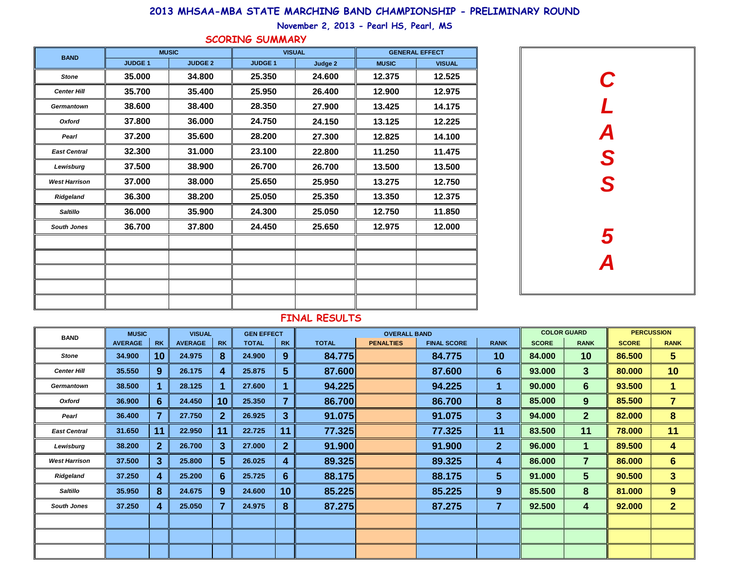# 2013 MHSAA-MBA STATE MARCHING BAND CHAMPIONSHIP - PRELIMINARY ROUND

**November 2, 2013 - Pearl HS, Pearl, MS**

## SCORING SUMMARY

**CLASS 5A**

| BAND | MUSIC | | VISUAL | | GENERAL EFFECT | |
|---|---|---|---|---|---|---|
| | JUDGE 1 | JUDGE 2 | JUDGE 1 | Judge 2 | MUSIC | VISUAL |
| Stone | 35.000 | 34.800 | 25.350 | 24.600 | 12.375 | 12.525 |
| Center Hill | 35.700 | 35.400 | 25.950 | 26.400 | 12.900 | 12.975 |
| Germantown | 38.600 | 38.400 | 28.350 | 27.900 | 13.425 | 14.175 |
| Oxford | 37.800 | 36.000 | 24.750 | 24.150 | 13.125 | 12.225 |
| Pearl | 37.200 | 35.600 | 28.200 | 27.300 | 12.825 | 14.100 |
| East Central | 32.300 | 31.000 | 23.100 | 22.800 | 11.250 | 11.475 |
| Lewisburg | 37.500 | 38.900 | 26.700 | 26.700 | 13.500 | 13.500 |
| West Harrison | 37.000 | 38.000 | 25.650 | 25.950 | 13.275 | 12.750 |
| Ridgeland | 36.300 | 38.200 | 25.050 | 25.350 | 13.350 | 12.375 |
| Saltillo | 36.000 | 35.900 | 24.300 | 25.050 | 12.750 | 11.850 |
| South Jones | 36.700 | 37.800 | 24.450 | 25.650 | 12.975 | 12.000 |

## FINAL RESULTS

| BAND | MUSIC | | VISUAL | | GEN EFFECT | | OVERALL BAND | | | | COLOR GUARD | | PERCUSSION | |
|---|---|---|---|---|---|---|---|---|---|---|---|---|---|---|
| | AVERAGE | RK | AVERAGE | RK | TOTAL | RK | TOTAL | PENALTIES | FINAL SCORE | RANK | SCORE | RANK | SCORE | RANK |
| Stone | 34.900 | 10 | 24.975 | 8 | 24.900 | 9 | 84.775 | | 84.775 | 10 | 84.000 | 10 | 86.500 | 5 |
| Center Hill | 35.550 | 9 | 26.175 | 4 | 25.875 | 5 | 87.600 | | 87.600 | 6 | 93.000 | 3 | 80.000 | 10 |
| Germantown | 38.500 | 1 | 28.125 | 1 | 27.600 | 1 | 94.225 | | 94.225 | 1 | 90.000 | 6 | 93.500 | 1 |
| Oxford | 36.900 | 6 | 24.450 | 10 | 25.350 | 7 | 86.700 | | 86.700 | 8 | 85.000 | 9 | 85.500 | 7 |
| Pearl | 36.400 | 7 | 27.750 | 2 | 26.925 | 3 | 91.075 | | 91.075 | 3 | 94.000 | 2 | 82.000 | 8 |
| East Central | 31.650 | 11 | 22.950 | 11 | 22.725 | 11 | 77.325 | | 77.325 | 11 | 83.500 | 11 | 78.000 | 11 |
| Lewisburg | 38.200 | 2 | 26.700 | 3 | 27.000 | 2 | 91.900 | | 91.900 | 2 | 96.000 | 1 | 89.500 | 4 |
| West Harrison | 37.500 | 3 | 25.800 | 5 | 26.025 | 4 | 89.325 | | 89.325 | 4 | 86.000 | 7 | 86.000 | 6 |
| Ridgeland | 37.250 | 4 | 25.200 | 6 | 25.725 | 6 | 88.175 | | 88.175 | 5 | 91.000 | 5 | 90.500 | 3 |
| Saltillo | 35.950 | 8 | 24.675 | 9 | 24.600 | 10 | 85.225 | | 85.225 | 9 | 85.500 | 8 | 81.000 | 9 |
| South Jones | 37.250 | 4 | 25.050 | 7 | 24.975 | 8 | 87.275 | | 87.275 | 7 | 92.500 | 4 | 92.000 | 2 |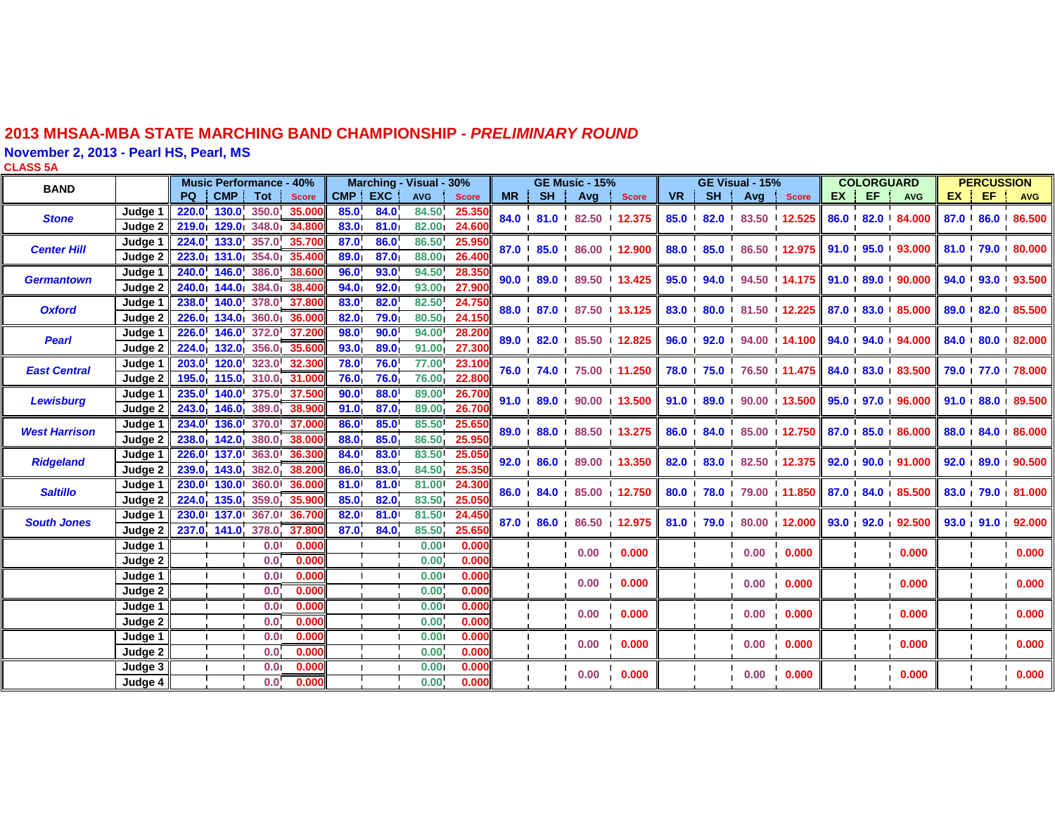# 2013 MHSAA-MBA STATE MARCHING BAND CHAMPIONSHIP - *PRELIMINARY ROUND*

## November 2, 2013 - Pearl HS, Pearl, MS

### CLASS 5A

| BAND | | Music Performance - 40% | | | | Marching - Visual - 30% | | | | GE Music - 15% | | | | GE Visual - 15% | | | | COLORGUARD | | | PERCUSSION | | |
|---|---|---|---|---|---|---|---|---|---|---|---|---|---|---|---|---|---|---|---|---|---|---|---|
| | | PQ | CMP | Tot | Score | CMP | EXC | AVG | Score | MR | SH | Avg | Score | VR | SH | Avg | Score | EX | EF | AVG | EX | EF | AVG |
| Stone | Judge 1 | 220.0 | 130.0 | 350.0 | 35.000 | 85.0 | 84.0 | 84.50 | 25.350 | 84.0 | 81.0 | 82.50 | 12.375 | 85.0 | 82.0 | 83.50 | 12.525 | 86.0 | 82.0 | 84.000 | 87.0 | 86.0 | 86.500 |
| | Judge 2 | 219.0 | 129.0 | 348.0 | 34.800 | 83.0 | 81.0 | 82.00 | 24.600 | | | | | | | | | | | | | | |
| Center Hill | Judge 1 | 224.0 | 133.0 | 357.0 | 35.700 | 87.0 | 86.0 | 86.50 | 25.950 | 87.0 | 85.0 | 86.00 | 12.900 | 88.0 | 85.0 | 86.50 | 12.975 | 91.0 | 95.0 | 93.000 | 81.0 | 79.0 | 80.000 |
| | Judge 2 | 223.0 | 131.0 | 354.0 | 35.400 | 89.0 | 87.0 | 88.00 | 26.400 | | | | | | | | | | | | | | |
| Germantown | Judge 1 | 240.0 | 146.0 | 386.0 | 38.600 | 96.0 | 93.0 | 94.50 | 28.350 | 90.0 | 89.0 | 89.50 | 13.425 | 95.0 | 94.0 | 94.50 | 14.175 | 91.0 | 89.0 | 90.000 | 94.0 | 93.0 | 93.500 |
| | Judge 2 | 240.0 | 144.0 | 384.0 | 38.400 | 94.0 | 92.0 | 93.00 | 27.900 | | | | | | | | | | | | | | |
| Oxford | Judge 1 | 238.0 | 140.0 | 378.0 | 37.800 | 83.0 | 82.0 | 82.50 | 24.750 | 88.0 | 87.0 | 87.50 | 13.125 | 83.0 | 80.0 | 81.50 | 12.225 | 87.0 | 83.0 | 85.000 | 89.0 | 82.0 | 85.500 |
| | Judge 2 | 226.0 | 134.0 | 360.0 | 36.000 | 82.0 | 79.0 | 80.50 | 24.150 | | | | | | | | | | | | | | |
| Pearl | Judge 1 | 226.0 | 146.0 | 372.0 | 37.200 | 98.0 | 90.0 | 94.00 | 28.200 | 89.0 | 82.0 | 85.50 | 12.825 | 96.0 | 92.0 | 94.00 | 14.100 | 94.0 | 94.0 | 94.000 | 84.0 | 80.0 | 82.000 |
| | Judge 2 | 224.0 | 132.0 | 356.0 | 35.600 | 93.0 | 89.0 | 91.00 | 27.300 | | | | | | | | | | | | | | |
| East Central | Judge 1 | 203.0 | 120.0 | 323.0 | 32.300 | 78.0 | 76.0 | 77.00 | 23.100 | 76.0 | 74.0 | 75.00 | 11.250 | 78.0 | 75.0 | 76.50 | 11.475 | 84.0 | 83.0 | 83.500 | 79.0 | 77.0 | 78.000 |
| | Judge 2 | 195.0 | 115.0 | 310.0 | 31.000 | 76.0 | 76.0 | 76.00 | 22.800 | | | | | | | | | | | | | | |
| Lewisburg | Judge 1 | 235.0 | 140.0 | 375.0 | 37.500 | 90.0 | 88.0 | 89.00 | 26.700 | 91.0 | 89.0 | 90.00 | 13.500 | 91.0 | 89.0 | 90.00 | 13.500 | 95.0 | 97.0 | 96.000 | 91.0 | 88.0 | 89.500 |
| | Judge 2 | 243.0 | 146.0 | 389.0 | 38.900 | 91.0 | 87.0 | 89.00 | 26.700 | | | | | | | | | | | | | | |
| West Harrison | Judge 1 | 234.0 | 136.0 | 370.0 | 37.000 | 86.0 | 85.0 | 85.50 | 25.650 | 89.0 | 88.0 | 88.50 | 13.275 | 86.0 | 84.0 | 85.00 | 12.750 | 87.0 | 85.0 | 86.000 | 88.0 | 84.0 | 86.000 |
| | Judge 2 | 238.0 | 142.0 | 380.0 | 38.000 | 88.0 | 85.0 | 86.50 | 25.950 | | | | | | | | | | | | | | |
| Ridgeland | Judge 1 | 226.0 | 137.0 | 363.0 | 36.300 | 84.0 | 83.0 | 83.50 | 25.050 | 92.0 | 86.0 | 89.00 | 13.350 | 82.0 | 83.0 | 82.50 | 12.375 | 92.0 | 90.0 | 91.000 | 92.0 | 89.0 | 90.500 |
| | Judge 2 | 239.0 | 143.0 | 382.0 | 38.200 | 86.0 | 83.0 | 84.50 | 25.350 | | | | | | | | | | | | | | |
| Saltillo | Judge 1 | 230.0 | 130.0 | 360.0 | 36.000 | 81.0 | 81.0 | 81.00 | 24.300 | 86.0 | 84.0 | 85.00 | 12.750 | 80.0 | 78.0 | 79.00 | 11.850 | 87.0 | 84.0 | 85.500 | 83.0 | 79.0 | 81.000 |
| | Judge 2 | 224.0 | 135.0 | 359.0 | 35.900 | 85.0 | 82.0 | 83.50 | 25.050 | | | | | | | | | | | | | | |
| South Jones | Judge 1 | 230.0 | 137.0 | 367.0 | 36.700 | 82.0 | 81.0 | 81.50 | 24.450 | 87.0 | 86.0 | 86.50 | 12.975 | 81.0 | 79.0 | 80.00 | 12.000 | 93.0 | 92.0 | 92.500 | 93.0 | 91.0 | 92.000 |
| | Judge 2 | 237.0 | 141.0 | 378.0 | 37.800 | 87.0 | 84.0 | 85.50 | 25.650 | | | | | | | | | | | | | | |
| | Judge 1 | | | 0.0 | 0.000 | | | 0.00 | 0.000 | | | 0.00 | 0.000 | | | 0.00 | 0.000 | | | 0.000 | | | 0.000 |
| | Judge 2 | | | 0.0 | 0.000 | | | 0.00 | 0.000 | | | | | | | | | | | | | | |
| | Judge 1 | | | 0.0 | 0.000 | | | 0.00 | 0.000 | | | 0.00 | 0.000 | | | 0.00 | 0.000 | | | 0.000 | | | 0.000 |
| | Judge 2 | | | 0.0 | 0.000 | | | 0.00 | 0.000 | | | | | | | | | | | | | | |
| | Judge 1 | | | 0.0 | 0.000 | | | 0.00 | 0.000 | | | 0.00 | 0.000 | | | 0.00 | 0.000 | | | 0.000 | | | 0.000 |
| | Judge 2 | | | 0.0 | 0.000 | | | 0.00 | 0.000 | | | | | | | | | | | | | | |
| | Judge 1 | | | 0.0 | 0.000 | | | 0.00 | 0.000 | | | 0.00 | 0.000 | | | 0.00 | 0.000 | | | 0.000 | | | 0.000 |
| | Judge 2 | | | 0.0 | 0.000 | | | 0.00 | 0.000 | | | | | | | | | | | | | | |
| | Judge 3 | | | 0.0 | 0.000 | | | 0.00 | 0.000 | | | 0.00 | 0.000 | | | 0.00 | 0.000 | | | 0.000 | | | 0.000 |
| | Judge 4 | | | 0.0 | 0.000 | | | 0.00 | 0.000 | | | | | | | | | | | | | | |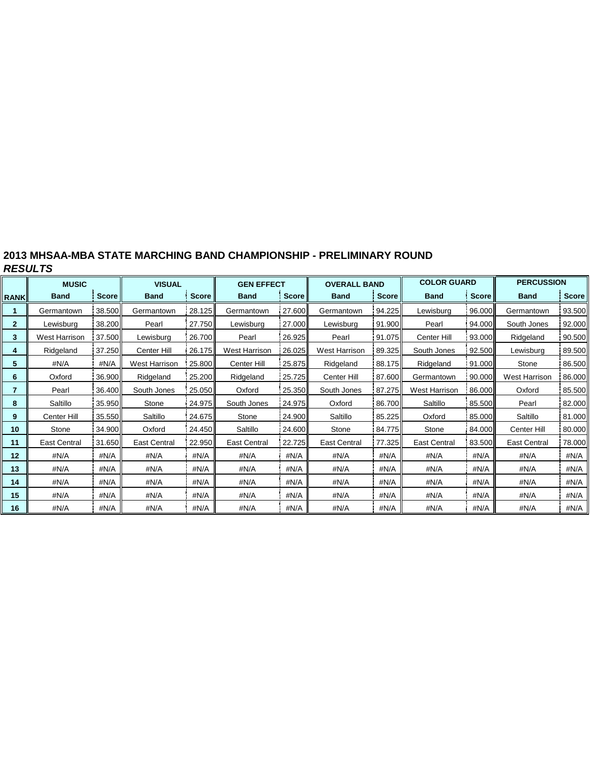## 2013 MHSAA-MBA STATE MARCHING BAND CHAMPIONSHIP - PRELIMINARY ROUND

***RESULTS***

| | MUSIC | | VISUAL | | GEN EFFECT | | OVERALL BAND | | COLOR GUARD | | PERCUSSION | |
|---|---|---|---|---|---|---|---|---|---|---|---|---|
| **RANK** | **Band** | **Score** | **Band** | **Score** | **Band** | **Score** | **Band** | **Score** | **Band** | **Score** | **Band** | **Score** |
| **1** | Germantown | 38.500 | Germantown | 28.125 | Germantown | 27.600 | Germantown | 94.225 | Lewisburg | 96.000 | Germantown | 93.500 |
| **2** | Lewisburg | 38.200 | Pearl | 27.750 | Lewisburg | 27.000 | Lewisburg | 91.900 | Pearl | 94.000 | South Jones | 92.000 |
| **3** | West Harrison | 37.500 | Lewisburg | 26.700 | Pearl | 26.925 | Pearl | 91.075 | Center Hill | 93.000 | Ridgeland | 90.500 |
| **4** | Ridgeland | 37.250 | Center Hill | 26.175 | West Harrison | 26.025 | West Harrison | 89.325 | South Jones | 92.500 | Lewisburg | 89.500 |
| **5** | #N/A | #N/A | West Harrison | 25.800 | Center Hill | 25.875 | Ridgeland | 88.175 | Ridgeland | 91.000 | Stone | 86.500 |
| **6** | Oxford | 36.900 | Ridgeland | 25.200 | Ridgeland | 25.725 | Center Hill | 87.600 | Germantown | 90.000 | West Harrison | 86.000 |
| **7** | Pearl | 36.400 | South Jones | 25.050 | Oxford | 25.350 | South Jones | 87.275 | West Harrison | 86.000 | Oxford | 85.500 |
| **8** | Saltillo | 35.950 | Stone | 24.975 | South Jones | 24.975 | Oxford | 86.700 | Saltillo | 85.500 | Pearl | 82.000 |
| **9** | Center Hill | 35.550 | Saltillo | 24.675 | Stone | 24.900 | Saltillo | 85.225 | Oxford | 85.000 | Saltillo | 81.000 |
| **10** | Stone | 34.900 | Oxford | 24.450 | Saltillo | 24.600 | Stone | 84.775 | Stone | 84.000 | Center Hill | 80.000 |
| **11** | East Central | 31.650 | East Central | 22.950 | East Central | 22.725 | East Central | 77.325 | East Central | 83.500 | East Central | 78.000 |
| **12** | #N/A | #N/A | #N/A | #N/A | #N/A | #N/A | #N/A | #N/A | #N/A | #N/A | #N/A | #N/A |
| **13** | #N/A | #N/A | #N/A | #N/A | #N/A | #N/A | #N/A | #N/A | #N/A | #N/A | #N/A | #N/A |
| **14** | #N/A | #N/A | #N/A | #N/A | #N/A | #N/A | #N/A | #N/A | #N/A | #N/A | #N/A | #N/A |
| **15** | #N/A | #N/A | #N/A | #N/A | #N/A | #N/A | #N/A | #N/A | #N/A | #N/A | #N/A | #N/A |
| **16** | #N/A | #N/A | #N/A | #N/A | #N/A | #N/A | #N/A | #N/A | #N/A | #N/A | #N/A | #N/A |